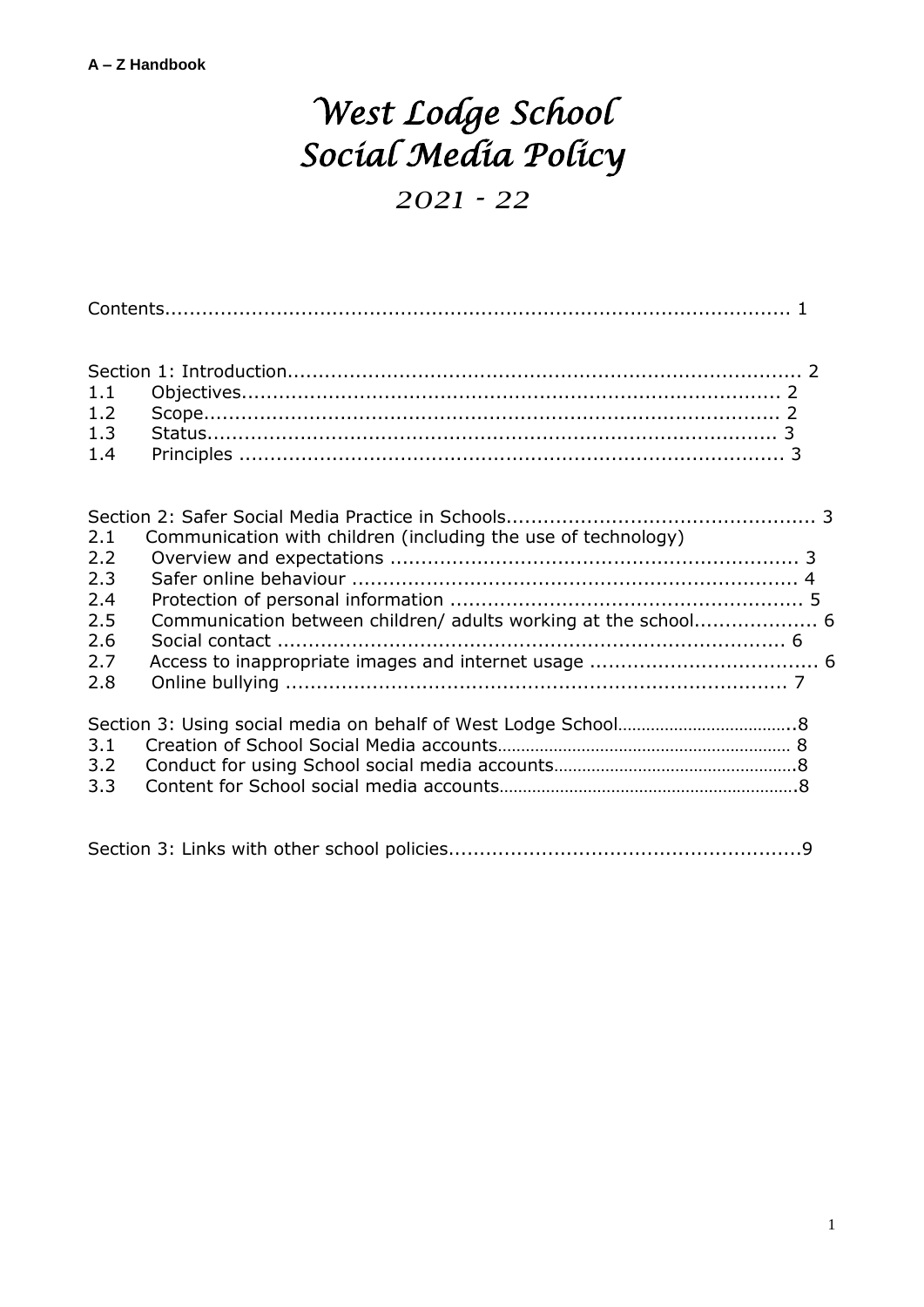**A – Z Handbook**

# West Lodge School
# Social Media Policy
## 2021 - 22

Contents.................................................................................................... 1

Section 1: Introduction................................................................................. 2
1.1 Objectives..................................................................................... 2
1.2 Scope........................................................................................... 2
1.3 Status........................................................................................... 3
1.4 Principles ...................................................................................... 3

Section 2: Safer Social Media Practice in Schools................................................. 3
2.1 Communication with children (including the use of technology)
2.2 Overview and expectations .................................................................. 3
2.3 Safer online behaviour ........................................................................ 4
2.4 Protection of personal information ........................................................ 5
2.5 Communication between children/ adults working at the school................... 6
2.6 Social contact ................................................................................. 6
2.7 Access to inappropriate images and internet usage .................................... 6
2.8 Online bullying ................................................................................ 7

Section 3: Using social media on behalf of West Lodge School.....................................8
3.1 Creation of School Social Media accounts............................................................. 8
3.2 Conduct for using School social media accounts..................................................8
3.3 Content for School social media accounts..............................................................8

Section 3: Links with other school policies.........................................................9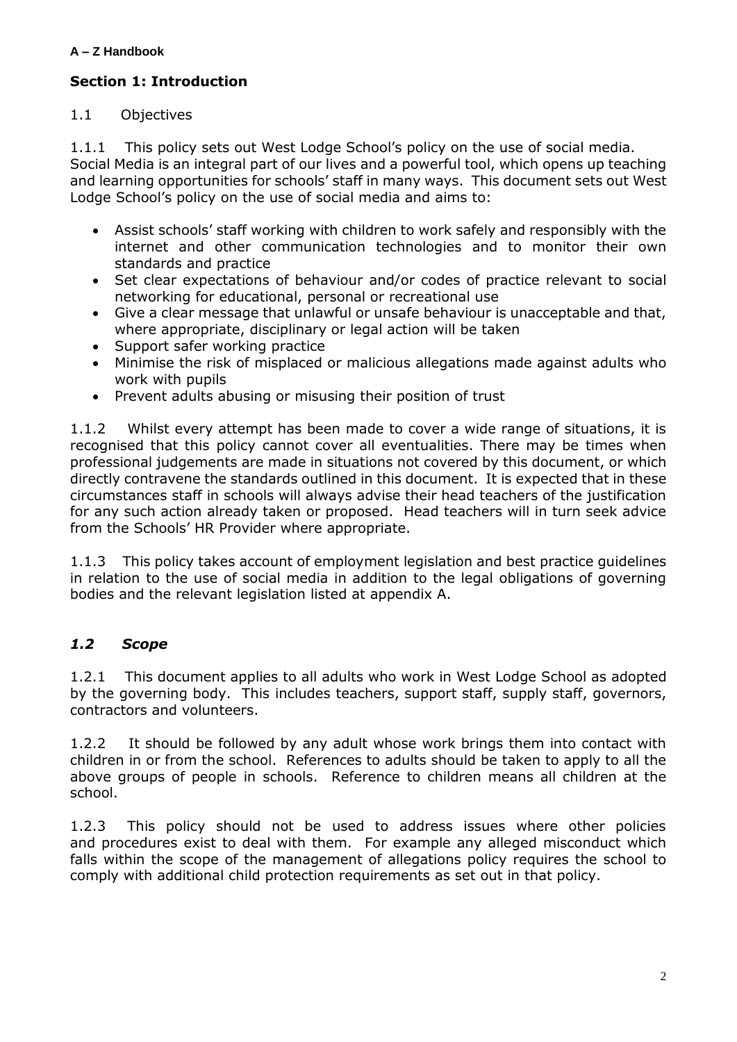## Section 1: Introduction

1.1 Objectives

1.1.1 This policy sets out West Lodge School's policy on the use of social media. Social Media is an integral part of our lives and a powerful tool, which opens up teaching and learning opportunities for schools' staff in many ways. This document sets out West Lodge School's policy on the use of social media and aims to:

- Assist schools' staff working with children to work safely and responsibly with the internet and other communication technologies and to monitor their own standards and practice
- Set clear expectations of behaviour and/or codes of practice relevant to social networking for educational, personal or recreational use
- Give a clear message that unlawful or unsafe behaviour is unacceptable and that, where appropriate, disciplinary or legal action will be taken
- Support safer working practice
- Minimise the risk of misplaced or malicious allegations made against adults who work with pupils
- Prevent adults abusing or misusing their position of trust

1.1.2 Whilst every attempt has been made to cover a wide range of situations, it is recognised that this policy cannot cover all eventualities. There may be times when professional judgements are made in situations not covered by this document, or which directly contravene the standards outlined in this document. It is expected that in these circumstances staff in schools will always advise their head teachers of the justification for any such action already taken or proposed. Head teachers will in turn seek advice from the Schools' HR Provider where appropriate.

1.1.3 This policy takes account of employment legislation and best practice guidelines in relation to the use of social media in addition to the legal obligations of governing bodies and the relevant legislation listed at appendix A.

### *1.2 Scope*

1.2.1 This document applies to all adults who work in West Lodge School as adopted by the governing body. This includes teachers, support staff, supply staff, governors, contractors and volunteers.

1.2.2 It should be followed by any adult whose work brings them into contact with children in or from the school. References to adults should be taken to apply to all the above groups of people in schools. Reference to children means all children at the school.

1.2.3 This policy should not be used to address issues where other policies and procedures exist to deal with them. For example any alleged misconduct which falls within the scope of the management of allegations policy requires the school to comply with additional child protection requirements as set out in that policy.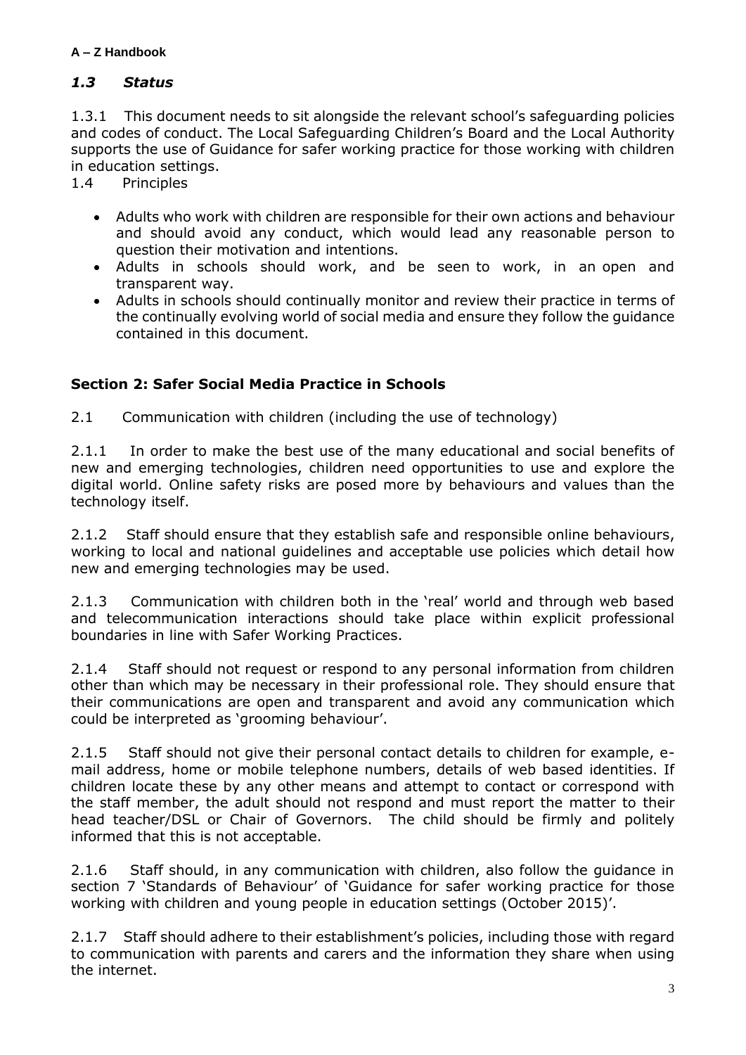### *1.3 Status*

1.3.1 This document needs to sit alongside the relevant school's safeguarding policies and codes of conduct. The Local Safeguarding Children's Board and the Local Authority supports the use of Guidance for safer working practice for those working with children in education settings.

1.4 Principles

- Adults who work with children are responsible for their own actions and behaviour and should avoid any conduct, which would lead any reasonable person to question their motivation and intentions.
- Adults in schools should work, and be seen to work, in an open and transparent way.
- Adults in schools should continually monitor and review their practice in terms of the continually evolving world of social media and ensure they follow the guidance contained in this document.

## Section 2: Safer Social Media Practice in Schools

2.1 Communication with children (including the use of technology)

2.1.1 In order to make the best use of the many educational and social benefits of new and emerging technologies, children need opportunities to use and explore the digital world. Online safety risks are posed more by behaviours and values than the technology itself.

2.1.2 Staff should ensure that they establish safe and responsible online behaviours, working to local and national guidelines and acceptable use policies which detail how new and emerging technologies may be used.

2.1.3 Communication with children both in the 'real' world and through web based and telecommunication interactions should take place within explicit professional boundaries in line with Safer Working Practices.

2.1.4 Staff should not request or respond to any personal information from children other than which may be necessary in their professional role. They should ensure that their communications are open and transparent and avoid any communication which could be interpreted as 'grooming behaviour'.

2.1.5 Staff should not give their personal contact details to children for example, e-mail address, home or mobile telephone numbers, details of web based identities. If children locate these by any other means and attempt to contact or correspond with the staff member, the adult should not respond and must report the matter to their head teacher/DSL or Chair of Governors. The child should be firmly and politely informed that this is not acceptable.

2.1.6 Staff should, in any communication with children, also follow the guidance in section 7 'Standards of Behaviour' of 'Guidance for safer working practice for those working with children and young people in education settings (October 2015)'.

2.1.7 Staff should adhere to their establishment's policies, including those with regard to communication with parents and carers and the information they share when using the internet.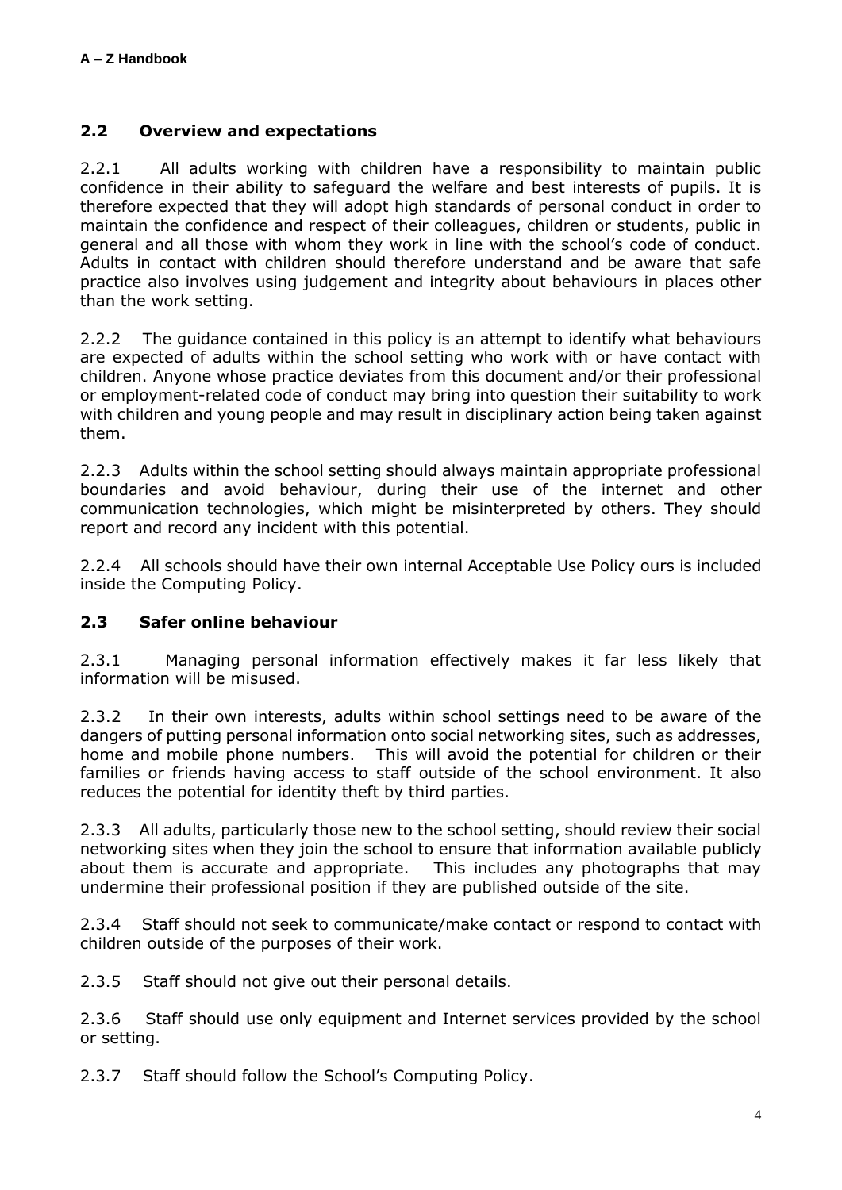## 2.2 Overview and expectations

2.2.1 All adults working with children have a responsibility to maintain public confidence in their ability to safeguard the welfare and best interests of pupils. It is therefore expected that they will adopt high standards of personal conduct in order to maintain the confidence and respect of their colleagues, children or students, public in general and all those with whom they work in line with the school's code of conduct. Adults in contact with children should therefore understand and be aware that safe practice also involves using judgement and integrity about behaviours in places other than the work setting.

2.2.2 The guidance contained in this policy is an attempt to identify what behaviours are expected of adults within the school setting who work with or have contact with children. Anyone whose practice deviates from this document and/or their professional or employment-related code of conduct may bring into question their suitability to work with children and young people and may result in disciplinary action being taken against them.

2.2.3 Adults within the school setting should always maintain appropriate professional boundaries and avoid behaviour, during their use of the internet and other communication technologies, which might be misinterpreted by others. They should report and record any incident with this potential.

2.2.4 All schools should have their own internal Acceptable Use Policy ours is included inside the Computing Policy.

## 2.3 Safer online behaviour

2.3.1 Managing personal information effectively makes it far less likely that information will be misused.

2.3.2 In their own interests, adults within school settings need to be aware of the dangers of putting personal information onto social networking sites, such as addresses, home and mobile phone numbers. This will avoid the potential for children or their families or friends having access to staff outside of the school environment. It also reduces the potential for identity theft by third parties.

2.3.3 All adults, particularly those new to the school setting, should review their social networking sites when they join the school to ensure that information available publicly about them is accurate and appropriate. This includes any photographs that may undermine their professional position if they are published outside of the site.

2.3.4 Staff should not seek to communicate/make contact or respond to contact with children outside of the purposes of their work.

2.3.5 Staff should not give out their personal details.

2.3.6 Staff should use only equipment and Internet services provided by the school or setting.

2.3.7 Staff should follow the School's Computing Policy.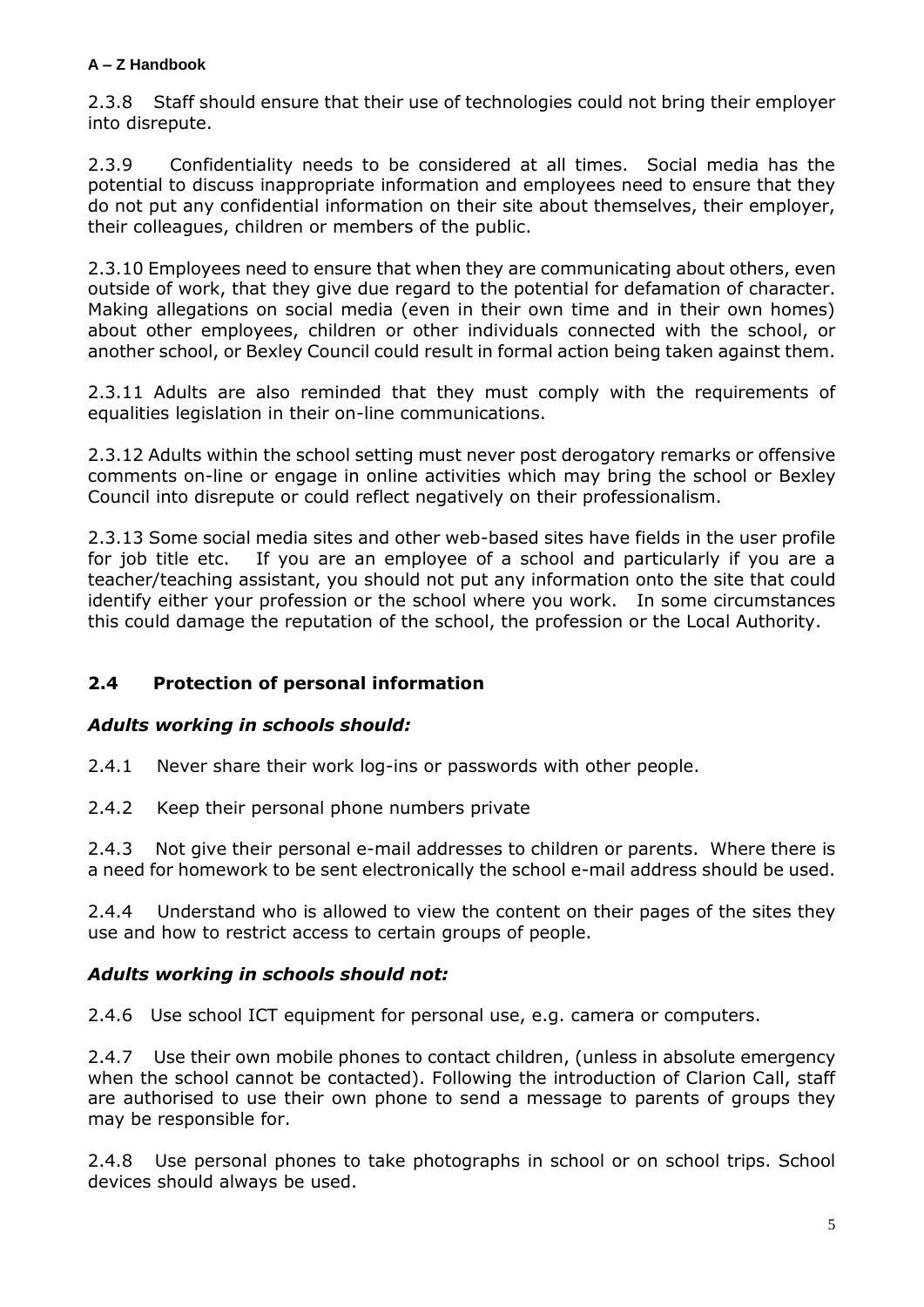2.3.8 Staff should ensure that their use of technologies could not bring their employer into disrepute.

2.3.9 Confidentiality needs to be considered at all times. Social media has the potential to discuss inappropriate information and employees need to ensure that they do not put any confidential information on their site about themselves, their employer, their colleagues, children or members of the public.

2.3.10 Employees need to ensure that when they are communicating about others, even outside of work, that they give due regard to the potential for defamation of character. Making allegations on social media (even in their own time and in their own homes) about other employees, children or other individuals connected with the school, or another school, or Bexley Council could result in formal action being taken against them.

2.3.11 Adults are also reminded that they must comply with the requirements of equalities legislation in their on-line communications.

2.3.12 Adults within the school setting must never post derogatory remarks or offensive comments on-line or engage in online activities which may bring the school or Bexley Council into disrepute or could reflect negatively on their professionalism.

2.3.13 Some social media sites and other web-based sites have fields in the user profile for job title etc. If you are an employee of a school and particularly if you are a teacher/teaching assistant, you should not put any information onto the site that could identify either your profession or the school where you work. In some circumstances this could damage the reputation of the school, the profession or the Local Authority.

## 2.4 Protection of personal information

### *Adults working in schools should:*

2.4.1 Never share their work log-ins or passwords with other people.

2.4.2 Keep their personal phone numbers private

2.4.3 Not give their personal e-mail addresses to children or parents. Where there is a need for homework to be sent electronically the school e-mail address should be used.

2.4.4 Understand who is allowed to view the content on their pages of the sites they use and how to restrict access to certain groups of people.

### *Adults working in schools should not:*

2.4.6 Use school ICT equipment for personal use, e.g. camera or computers.

2.4.7 Use their own mobile phones to contact children, (unless in absolute emergency when the school cannot be contacted). Following the introduction of Clarion Call, staff are authorised to use their own phone to send a message to parents of groups they may be responsible for.

2.4.8 Use personal phones to take photographs in school or on school trips. School devices should always be used.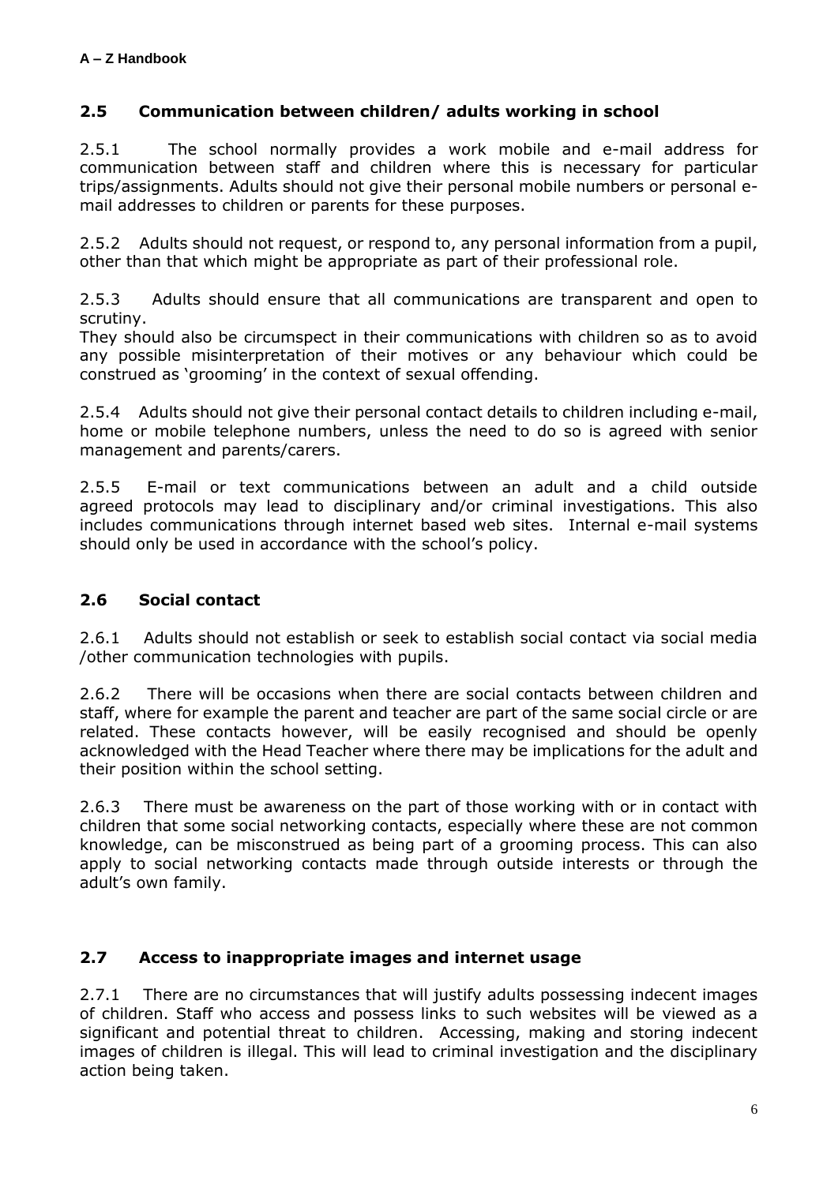## 2.5 Communication between children/ adults working in school

2.5.1 The school normally provides a work mobile and e-mail address for communication between staff and children where this is necessary for particular trips/assignments. Adults should not give their personal mobile numbers or personal e-mail addresses to children or parents for these purposes.

2.5.2 Adults should not request, or respond to, any personal information from a pupil, other than that which might be appropriate as part of their professional role.

2.5.3 Adults should ensure that all communications are transparent and open to scrutiny.
They should also be circumspect in their communications with children so as to avoid any possible misinterpretation of their motives or any behaviour which could be construed as 'grooming' in the context of sexual offending.

2.5.4 Adults should not give their personal contact details to children including e-mail, home or mobile telephone numbers, unless the need to do so is agreed with senior management and parents/carers.

2.5.5 E-mail or text communications between an adult and a child outside agreed protocols may lead to disciplinary and/or criminal investigations. This also includes communications through internet based web sites. Internal e-mail systems should only be used in accordance with the school's policy.

## 2.6 Social contact

2.6.1 Adults should not establish or seek to establish social contact via social media /other communication technologies with pupils.

2.6.2 There will be occasions when there are social contacts between children and staff, where for example the parent and teacher are part of the same social circle or are related. These contacts however, will be easily recognised and should be openly acknowledged with the Head Teacher where there may be implications for the adult and their position within the school setting.

2.6.3 There must be awareness on the part of those working with or in contact with children that some social networking contacts, especially where these are not common knowledge, can be misconstrued as being part of a grooming process. This can also apply to social networking contacts made through outside interests or through the adult's own family.

## 2.7 Access to inappropriate images and internet usage

2.7.1 There are no circumstances that will justify adults possessing indecent images of children. Staff who access and possess links to such websites will be viewed as a significant and potential threat to children. Accessing, making and storing indecent images of children is illegal. This will lead to criminal investigation and the disciplinary action being taken.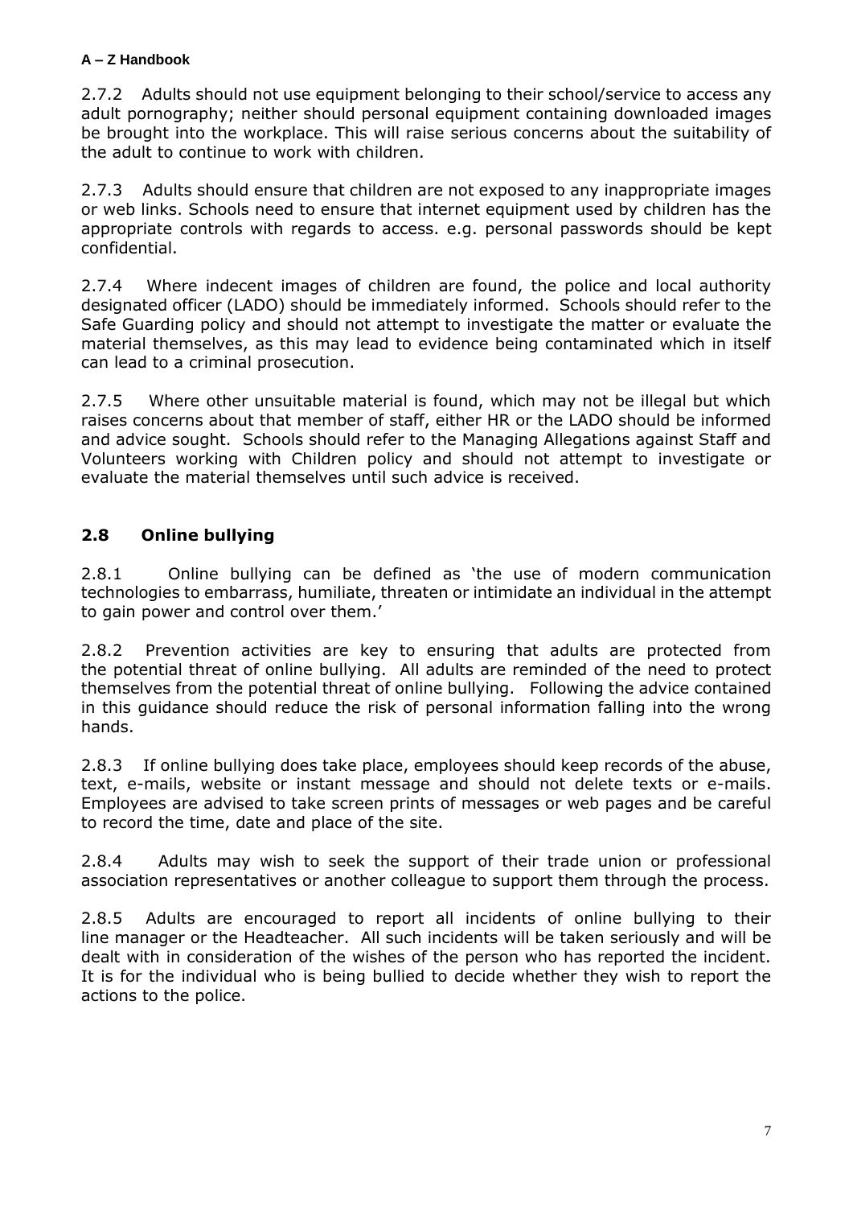2.7.2 Adults should not use equipment belonging to their school/service to access any adult pornography; neither should personal equipment containing downloaded images be brought into the workplace. This will raise serious concerns about the suitability of the adult to continue to work with children.

2.7.3 Adults should ensure that children are not exposed to any inappropriate images or web links. Schools need to ensure that internet equipment used by children has the appropriate controls with regards to access. e.g. personal passwords should be kept confidential.

2.7.4 Where indecent images of children are found, the police and local authority designated officer (LADO) should be immediately informed. Schools should refer to the Safe Guarding policy and should not attempt to investigate the matter or evaluate the material themselves, as this may lead to evidence being contaminated which in itself can lead to a criminal prosecution.

2.7.5 Where other unsuitable material is found, which may not be illegal but which raises concerns about that member of staff, either HR or the LADO should be informed and advice sought. Schools should refer to the Managing Allegations against Staff and Volunteers working with Children policy and should not attempt to investigate or evaluate the material themselves until such advice is received.

## 2.8 Online bullying

2.8.1 Online bullying can be defined as 'the use of modern communication technologies to embarrass, humiliate, threaten or intimidate an individual in the attempt to gain power and control over them.'

2.8.2 Prevention activities are key to ensuring that adults are protected from the potential threat of online bullying. All adults are reminded of the need to protect themselves from the potential threat of online bullying. Following the advice contained in this guidance should reduce the risk of personal information falling into the wrong hands.

2.8.3 If online bullying does take place, employees should keep records of the abuse, text, e-mails, website or instant message and should not delete texts or e-mails. Employees are advised to take screen prints of messages or web pages and be careful to record the time, date and place of the site.

2.8.4 Adults may wish to seek the support of their trade union or professional association representatives or another colleague to support them through the process.

2.8.5 Adults are encouraged to report all incidents of online bullying to their line manager or the Headteacher. All such incidents will be taken seriously and will be dealt with in consideration of the wishes of the person who has reported the incident. It is for the individual who is being bullied to decide whether they wish to report the actions to the police.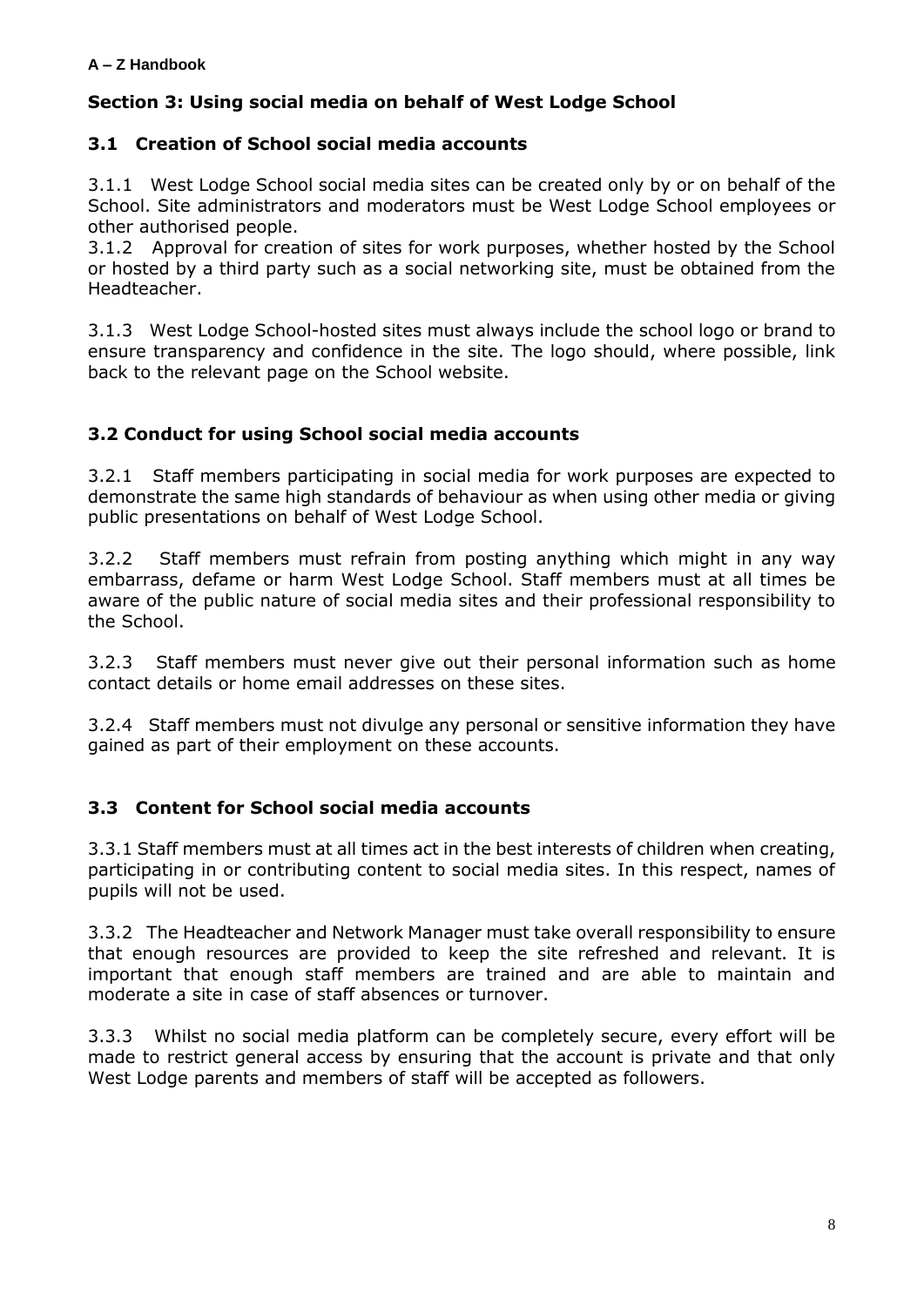## Section 3: Using social media on behalf of West Lodge School

### 3.1 Creation of School social media accounts

3.1.1 West Lodge School social media sites can be created only by or on behalf of the School. Site administrators and moderators must be West Lodge School employees or other authorised people.

3.1.2 Approval for creation of sites for work purposes, whether hosted by the School or hosted by a third party such as a social networking site, must be obtained from the Headteacher.

3.1.3 West Lodge School-hosted sites must always include the school logo or brand to ensure transparency and confidence in the site. The logo should, where possible, link back to the relevant page on the School website.

### 3.2 Conduct for using School social media accounts

3.2.1 Staff members participating in social media for work purposes are expected to demonstrate the same high standards of behaviour as when using other media or giving public presentations on behalf of West Lodge School.

3.2.2 Staff members must refrain from posting anything which might in any way embarrass, defame or harm West Lodge School. Staff members must at all times be aware of the public nature of social media sites and their professional responsibility to the School.

3.2.3 Staff members must never give out their personal information such as home contact details or home email addresses on these sites.

3.2.4 Staff members must not divulge any personal or sensitive information they have gained as part of their employment on these accounts.

### 3.3 Content for School social media accounts

3.3.1 Staff members must at all times act in the best interests of children when creating, participating in or contributing content to social media sites. In this respect, names of pupils will not be used.

3.3.2 The Headteacher and Network Manager must take overall responsibility to ensure that enough resources are provided to keep the site refreshed and relevant. It is important that enough staff members are trained and are able to maintain and moderate a site in case of staff absences or turnover.

3.3.3 Whilst no social media platform can be completely secure, every effort will be made to restrict general access by ensuring that the account is private and that only West Lodge parents and members of staff will be accepted as followers.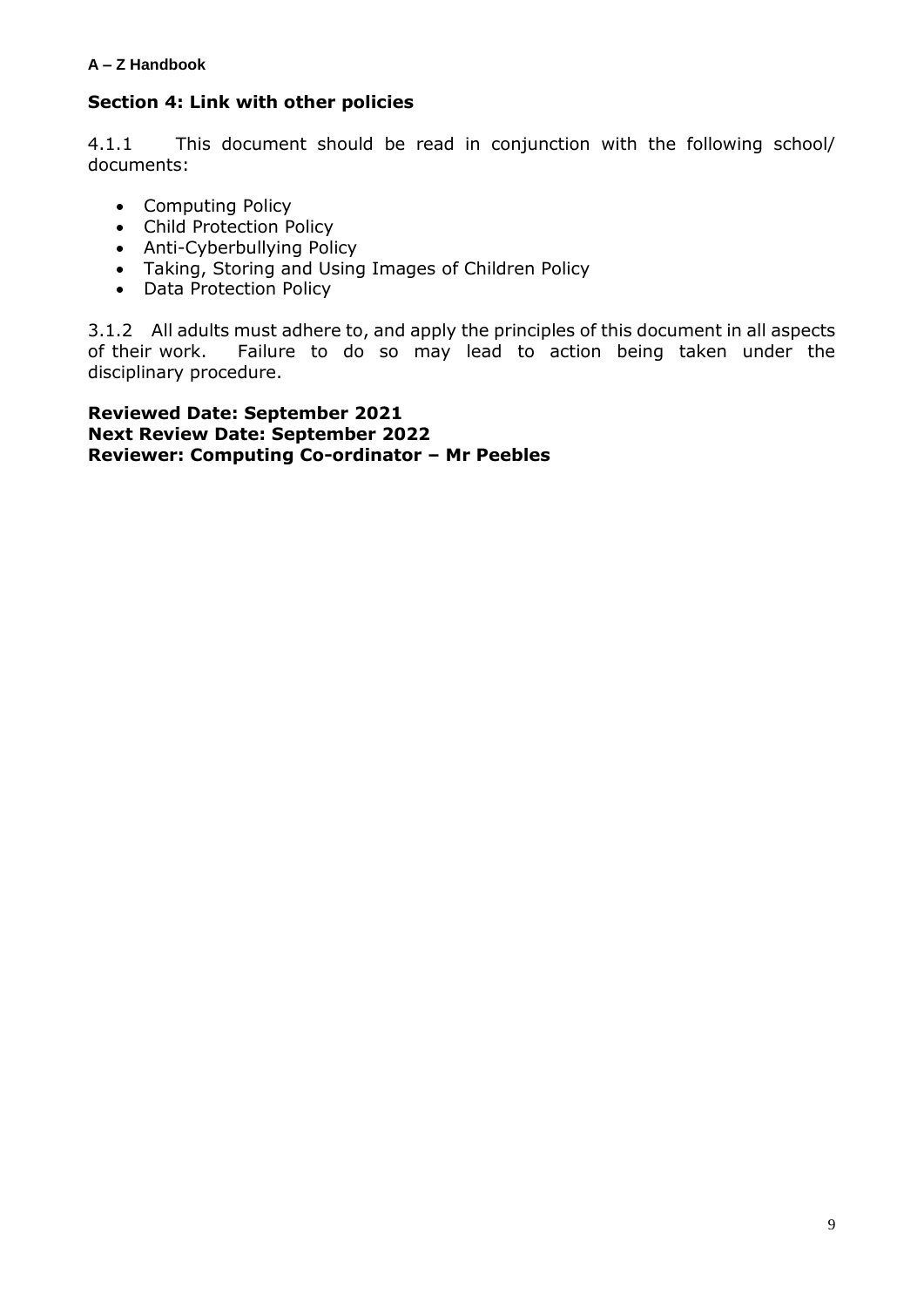## Section 4: Link with other policies

4.1.1 This document should be read in conjunction with the following school/ documents:

- Computing Policy
- Child Protection Policy
- Anti-Cyberbullying Policy
- Taking, Storing and Using Images of Children Policy
- Data Protection Policy

3.1.2 All adults must adhere to, and apply the principles of this document in all aspects of their work. Failure to do so may lead to action being taken under the disciplinary procedure.

**Reviewed Date: September 2021**
**Next Review Date: September 2022**
**Reviewer: Computing Co-ordinator – Mr Peebles**